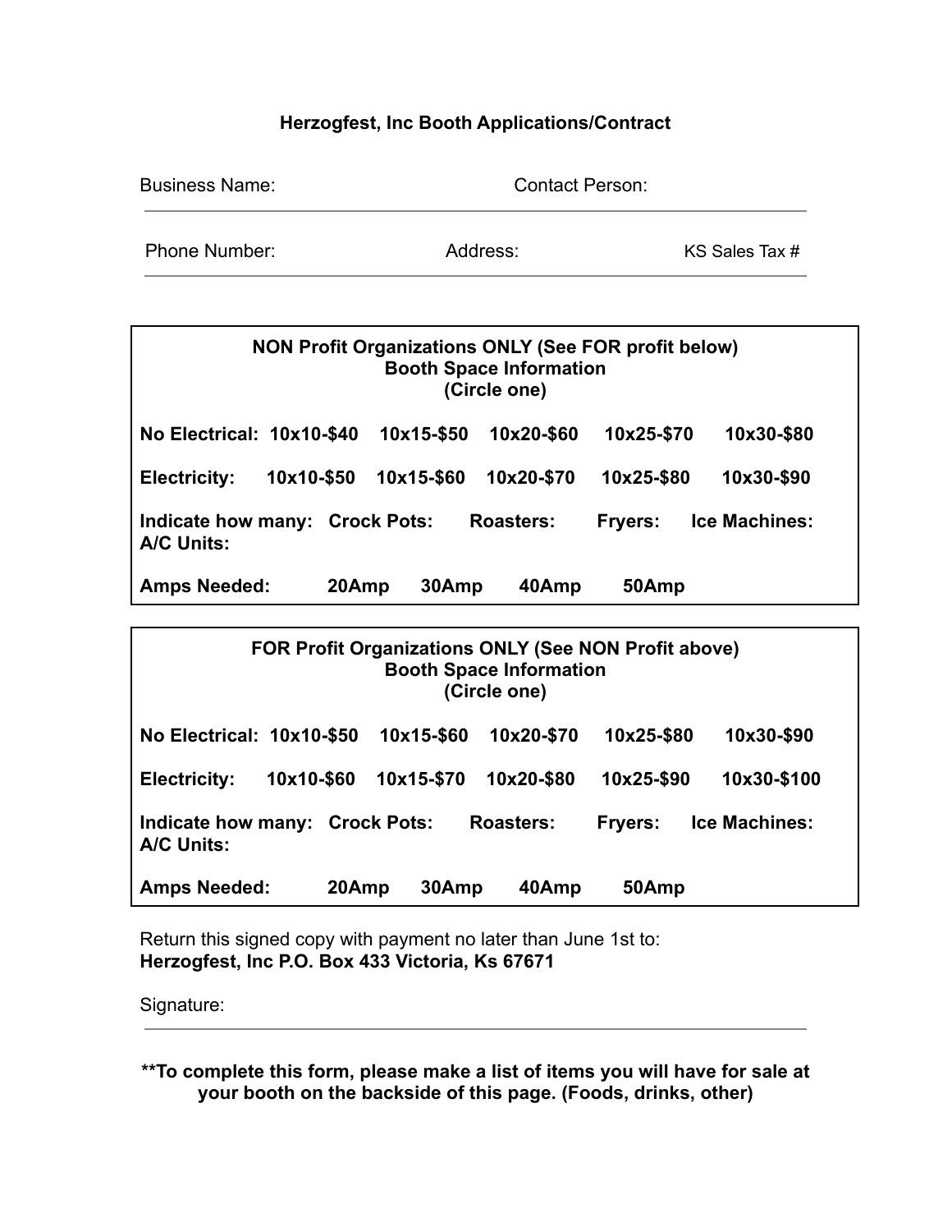# Herzogfest, Inc Booth Applications/Contract

Business Name: Contact Person:

Phone Number: Address: KS Sales Tax #

**NON Profit Organizations ONLY (See FOR profit below)**
**Booth Space Information**
**(Circle one)**

**No Electrical: 10x10-$40 10x15-$50 10x20-$60 10x25-$70 10x30-$80**

**Electricity: 10x10-$50 10x15-$60 10x20-$70 10x25-$80 10x30-$90**

**Indicate how many: Crock Pots: Roasters: Fryers: Ice Machines: A/C Units:**

**Amps Needed: 20Amp 30Amp 40Amp 50Amp**

**FOR Profit Organizations ONLY (See NON Profit above)**
**Booth Space Information**
**(Circle one)**

**No Electrical: 10x10-$50 10x15-$60 10x20-$70 10x25-$80 10x30-$90**

**Electricity: 10x10-$60 10x15-$70 10x20-$80 10x25-$90 10x30-$100**

**Indicate how many: Crock Pots: Roasters: Fryers: Ice Machines: A/C Units:**

**Amps Needed: 20Amp 30Amp 40Amp 50Amp**

Return this signed copy with payment no later than June 1st to:
**Herzogfest, Inc P.O. Box 433 Victoria, Ks 67671**

Signature:

**\*\*To complete this form, please make a list of items you will have for sale at your booth on the backside of this page. (Foods, drinks, other)**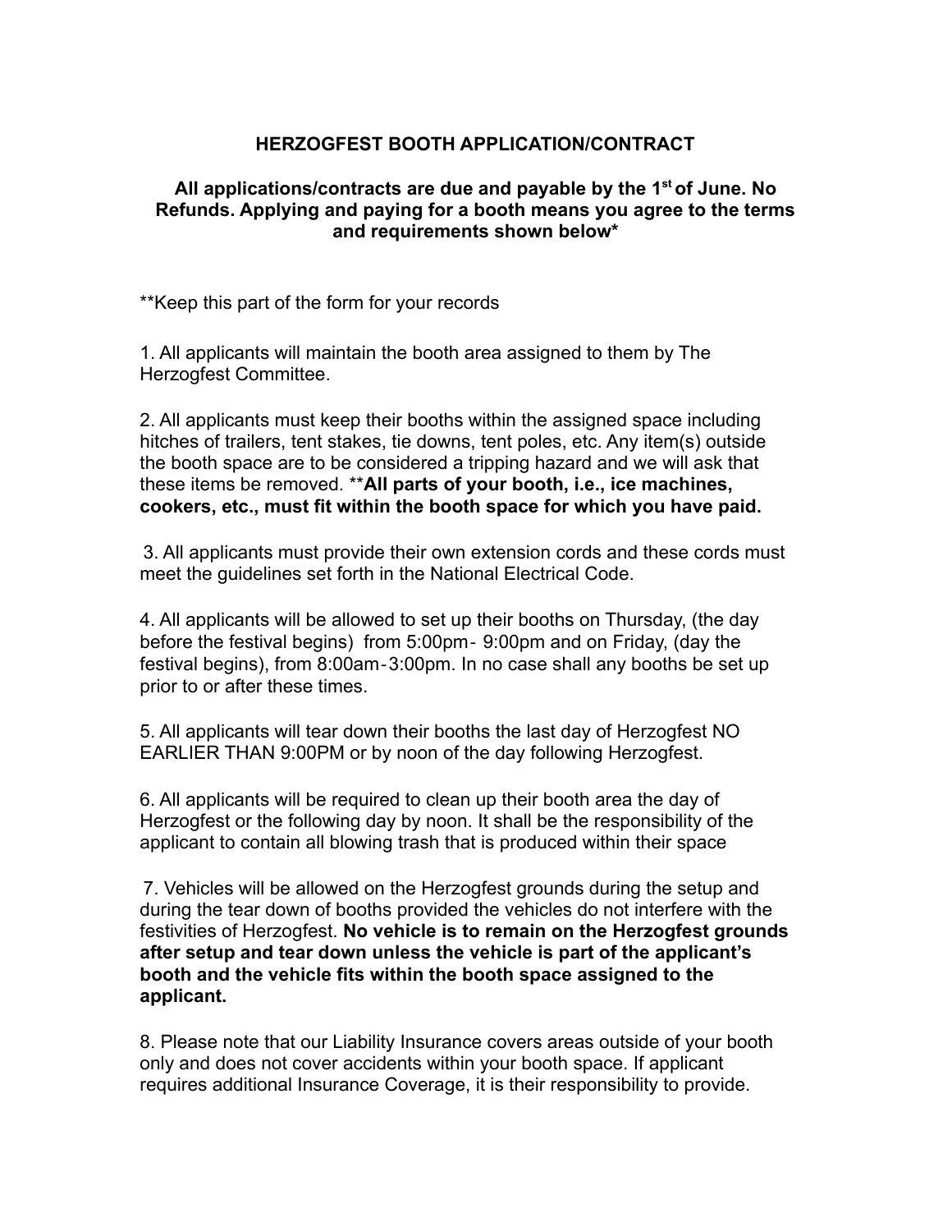# HERZOGFEST BOOTH APPLICATION/CONTRACT

**All applications/contracts are due and payable by the 1st of June. No Refunds. Applying and paying for a booth means you agree to the terms and requirements shown below***

**Keep this part of the form for your records

1. All applicants will maintain the booth area assigned to them by The Herzogfest Committee.

2. All applicants must keep their booths within the assigned space including hitches of trailers, tent stakes, tie downs, tent poles, etc. Any item(s) outside the booth space are to be considered a tripping hazard and we will ask that these items be removed. ****All parts of your booth, i.e., ice machines, cookers, etc., must fit within the booth space for which you have paid.**

3. All applicants must provide their own extension cords and these cords must meet the guidelines set forth in the National Electrical Code.

4. All applicants will be allowed to set up their booths on Thursday, (the day before the festival begins) from 5:00pm- 9:00pm and on Friday, (day the festival begins), from 8:00am-3:00pm. In no case shall any booths be set up prior to or after these times.

5. All applicants will tear down their booths the last day of Herzogfest NO EARLIER THAN 9:00PM or by noon of the day following Herzogfest.

6. All applicants will be required to clean up their booth area the day of Herzogfest or the following day by noon. It shall be the responsibility of the applicant to contain all blowing trash that is produced within their space

7. Vehicles will be allowed on the Herzogfest grounds during the setup and during the tear down of booths provided the vehicles do not interfere with the festivities of Herzogfest. **No vehicle is to remain on the Herzogfest grounds after setup and tear down unless the vehicle is part of the applicant's booth and the vehicle fits within the booth space assigned to the applicant.**

8. Please note that our Liability Insurance covers areas outside of your booth only and does not cover accidents within your booth space. If applicant requires additional Insurance Coverage, it is their responsibility to provide.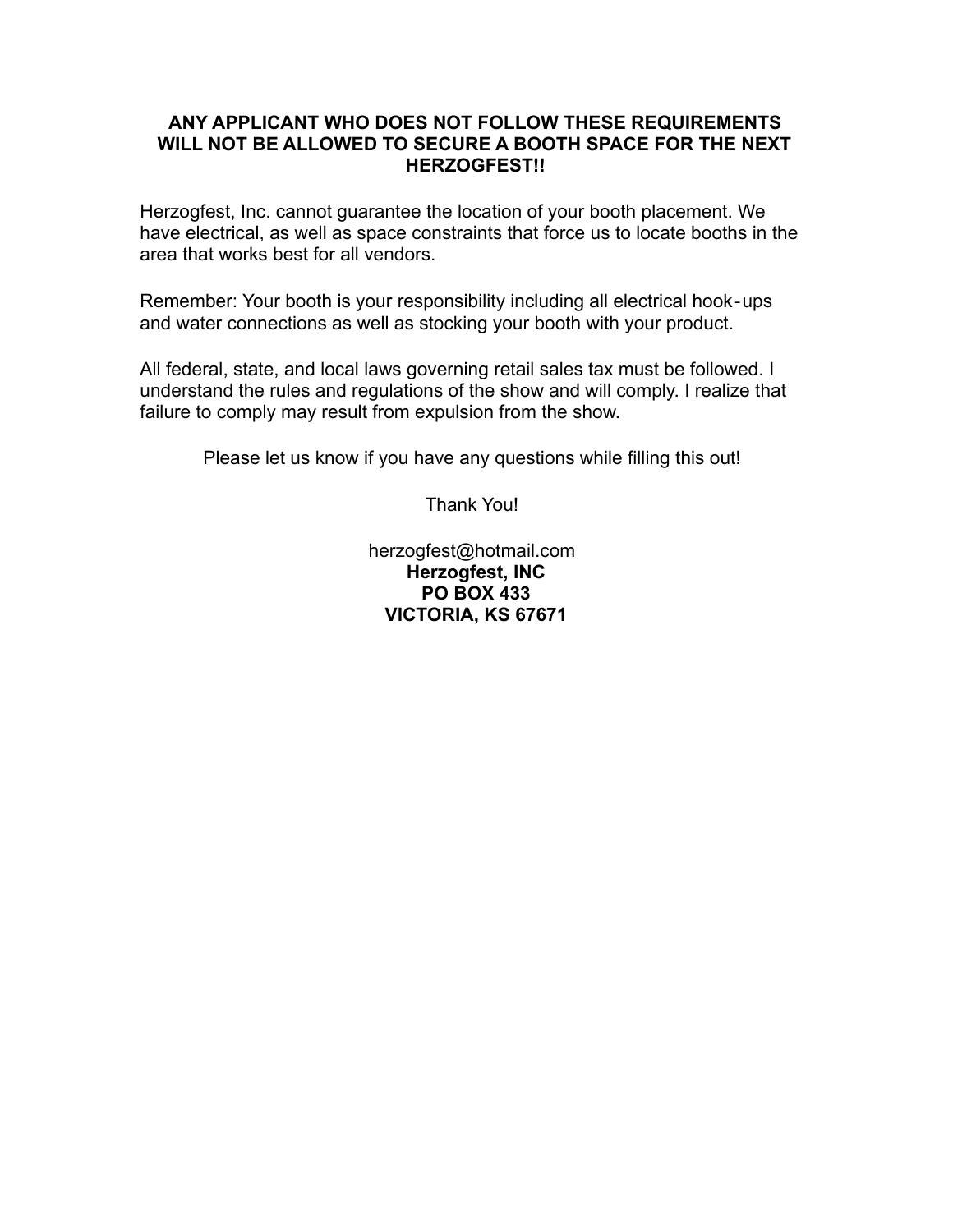**ANY APPLICANT WHO DOES NOT FOLLOW THESE REQUIREMENTS WILL NOT BE ALLOWED TO SECURE A BOOTH SPACE FOR THE NEXT HERZOGFEST!!**

Herzogfest, Inc. cannot guarantee the location of your booth placement. We have electrical, as well as space constraints that force us to locate booths in the area that works best for all vendors.

Remember: Your booth is your responsibility including all electrical hook-ups and water connections as well as stocking your booth with your product.

All federal, state, and local laws governing retail sales tax must be followed. I understand the rules and regulations of the show and will comply. I realize that failure to comply may result from expulsion from the show.

Please let us know if you have any questions while filling this out!

Thank You!

herzogfest@hotmail.com
**Herzogfest, INC**
**PO BOX 433**
**VICTORIA, KS 67671**